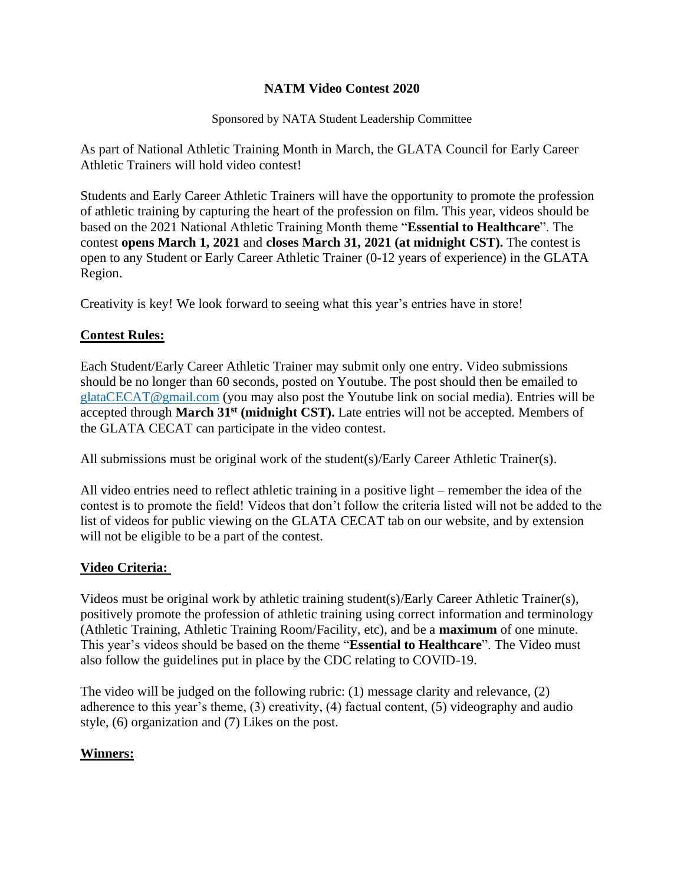# NATM Video Contest 2020

Sponsored by NATA Student Leadership Committee

As part of National Athletic Training Month in March, the GLATA Council for Early Career Athletic Trainers will hold video contest!

Students and Early Career Athletic Trainers will have the opportunity to promote the profession of athletic training by capturing the heart of the profession on film. This year, videos should be based on the 2021 National Athletic Training Month theme "**Essential to Healthcare**". The contest **opens March 1, 2021** and **closes March 31, 2021 (at midnight CST).** The contest is open to any Student or Early Career Athletic Trainer (0-12 years of experience) in the GLATA Region.

Creativity is key! We look forward to seeing what this year's entries have in store!

## Contest Rules:

Each Student/Early Career Athletic Trainer may submit only one entry. Video submissions should be no longer than 60 seconds, posted on Youtube. The post should then be emailed to glataCECAT@gmail.com (you may also post the Youtube link on social media). Entries will be accepted through **March 31st (midnight CST).** Late entries will not be accepted. Members of the GLATA CECAT can participate in the video contest.

All submissions must be original work of the student(s)/Early Career Athletic Trainer(s).

All video entries need to reflect athletic training in a positive light – remember the idea of the contest is to promote the field! Videos that don't follow the criteria listed will not be added to the list of videos for public viewing on the GLATA CECAT tab on our website, and by extension will not be eligible to be a part of the contest.

## Video Criteria:

Videos must be original work by athletic training student(s)/Early Career Athletic Trainer(s), positively promote the profession of athletic training using correct information and terminology (Athletic Training, Athletic Training Room/Facility, etc), and be a **maximum** of one minute. This year's videos should be based on the theme "**Essential to Healthcare**". The Video must also follow the guidelines put in place by the CDC relating to COVID-19.

The video will be judged on the following rubric: (1) message clarity and relevance, (2) adherence to this year's theme, (3) creativity, (4) factual content, (5) videography and audio style, (6) organization and (7) Likes on the post.

## Winners: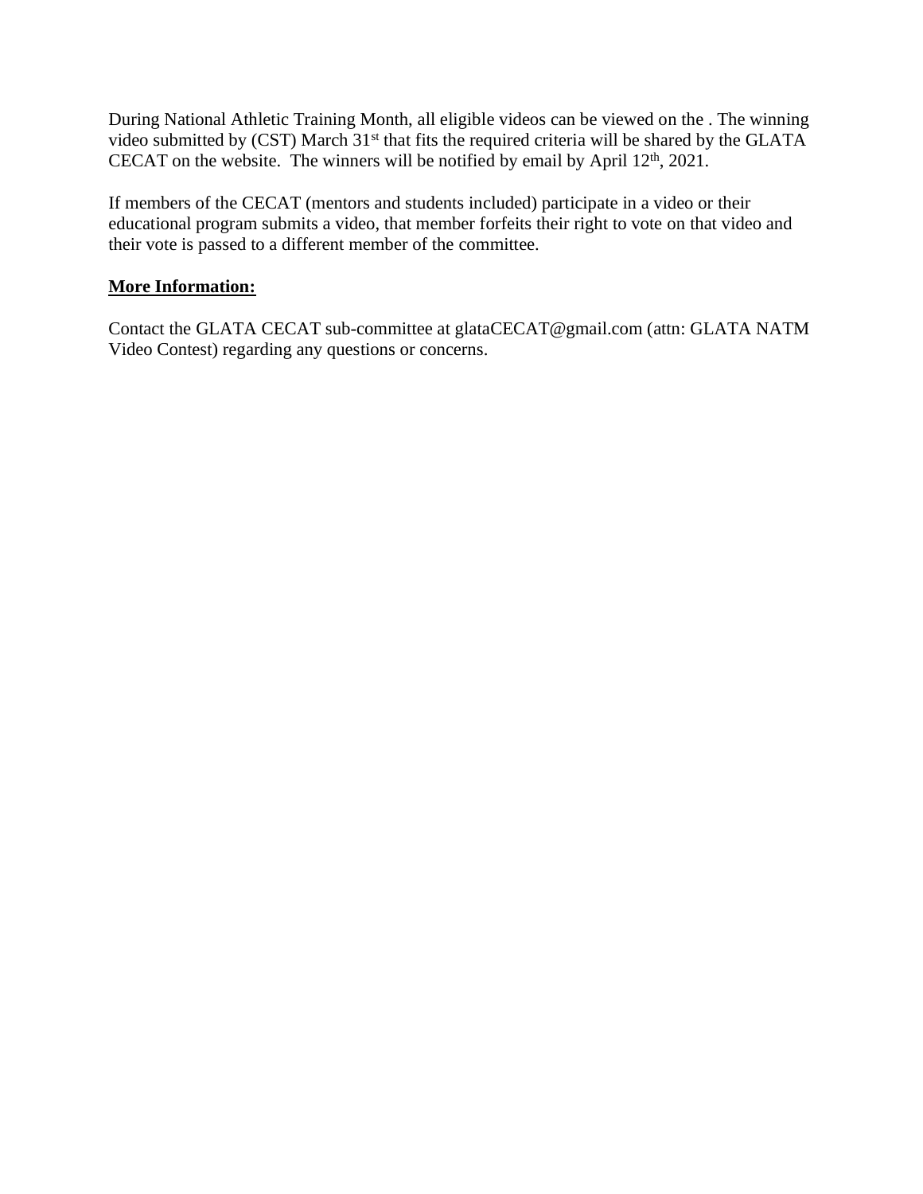During National Athletic Training Month, all eligible videos can be viewed on the . The winning video submitted by (CST) March 31st that fits the required criteria will be shared by the GLATA CECAT on the website. The winners will be notified by email by April 12th, 2021.

If members of the CECAT (mentors and students included) participate in a video or their educational program submits a video, that member forfeits their right to vote on that video and their vote is passed to a different member of the committee.

**More Information:**

Contact the GLATA CECAT sub-committee at glataCECAT@gmail.com (attn: GLATA NATM Video Contest) regarding any questions or concerns.